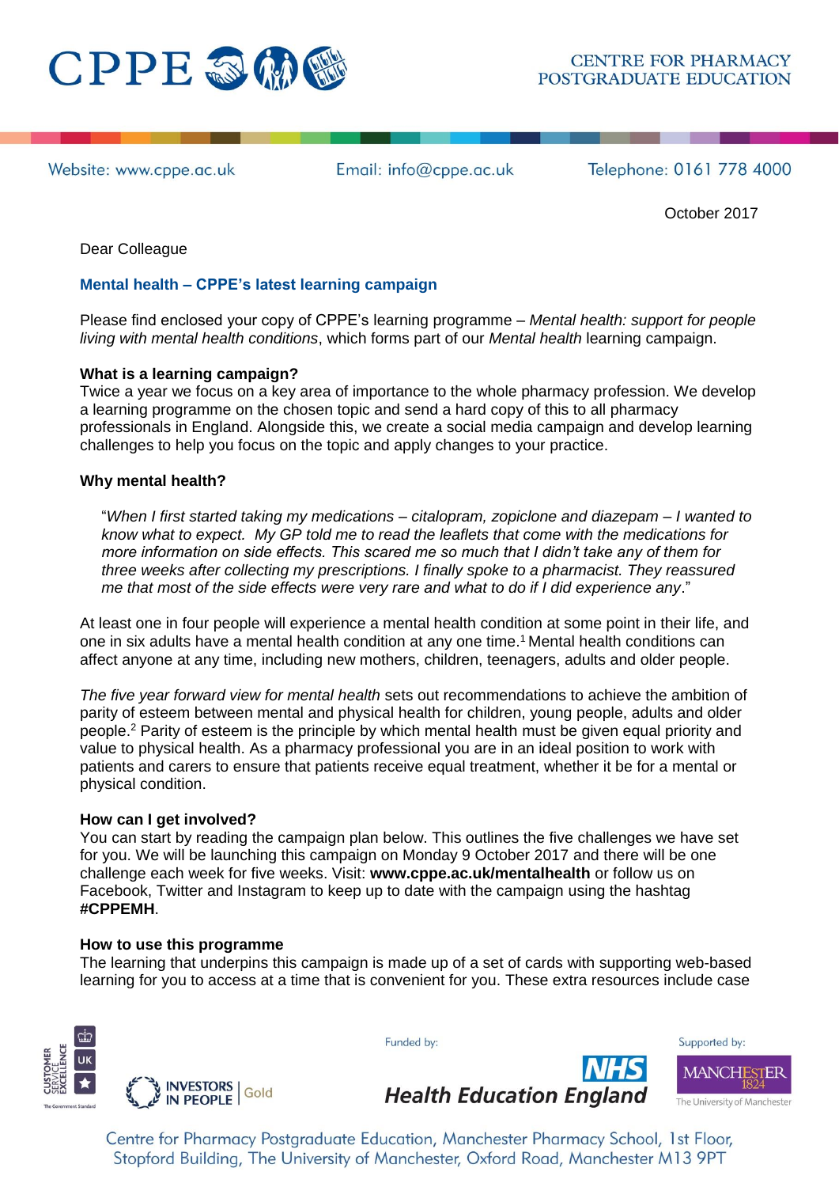CPPE

CENTRE FOR PHARMACY POSTGRADUATE EDUCATION

Website: www.cppe.ac.uk Email: info@cppe.ac.uk Telephone: 0161 778 4000

October 2017

Dear Colleague

**Mental health – CPPE's latest learning campaign**

Please find enclosed your copy of CPPE's learning programme – *Mental health: support for people living with mental health conditions*, which forms part of our *Mental health* learning campaign.

**What is a learning campaign?**

Twice a year we focus on a key area of importance to the whole pharmacy profession. We develop a learning programme on the chosen topic and send a hard copy of this to all pharmacy professionals in England. Alongside this, we create a social media campaign and develop learning challenges to help you focus on the topic and apply changes to your practice.

**Why mental health?**

> "*When I first started taking my medications – citalopram, zopiclone and diazepam – I wanted to know what to expect. My GP told me to read the leaflets that come with the medications for more information on side effects. This scared me so much that I didn't take any of them for three weeks after collecting my prescriptions. I finally spoke to a pharmacist. They reassured me that most of the side effects were very rare and what to do if I did experience any*."

At least one in four people will experience a mental health condition at some point in their life, and one in six adults have a mental health condition at any one time.[1] Mental health conditions can affect anyone at any time, including new mothers, children, teenagers, adults and older people.

*The five year forward view for mental health* sets out recommendations to achieve the ambition of parity of esteem between mental and physical health for children, young people, adults and older people.[2] Parity of esteem is the principle by which mental health must be given equal priority and value to physical health. As a pharmacy professional you are in an ideal position to work with patients and carers to ensure that patients receive equal treatment, whether it be for a mental or physical condition.

**How can I get involved?**

You can start by reading the campaign plan below. This outlines the five challenges we have set for you. We will be launching this campaign on Monday 9 October 2017 and there will be one challenge each week for five weeks. Visit: **www.cppe.ac.uk/mentalhealth** or follow us on Facebook, Twitter and Instagram to keep up to date with the campaign using the hashtag **#CPPEMH**.

**How to use this programme**

The learning that underpins this campaign is made up of a set of cards with supporting web-based learning for you to access at a time that is convenient for you. These extra resources include case

Funded by: NHS Health Education England

Supported by: The University of Manchester

Centre for Pharmacy Postgraduate Education, Manchester Pharmacy School, 1st Floor, Stopford Building, The University of Manchester, Oxford Road, Manchester M13 9PT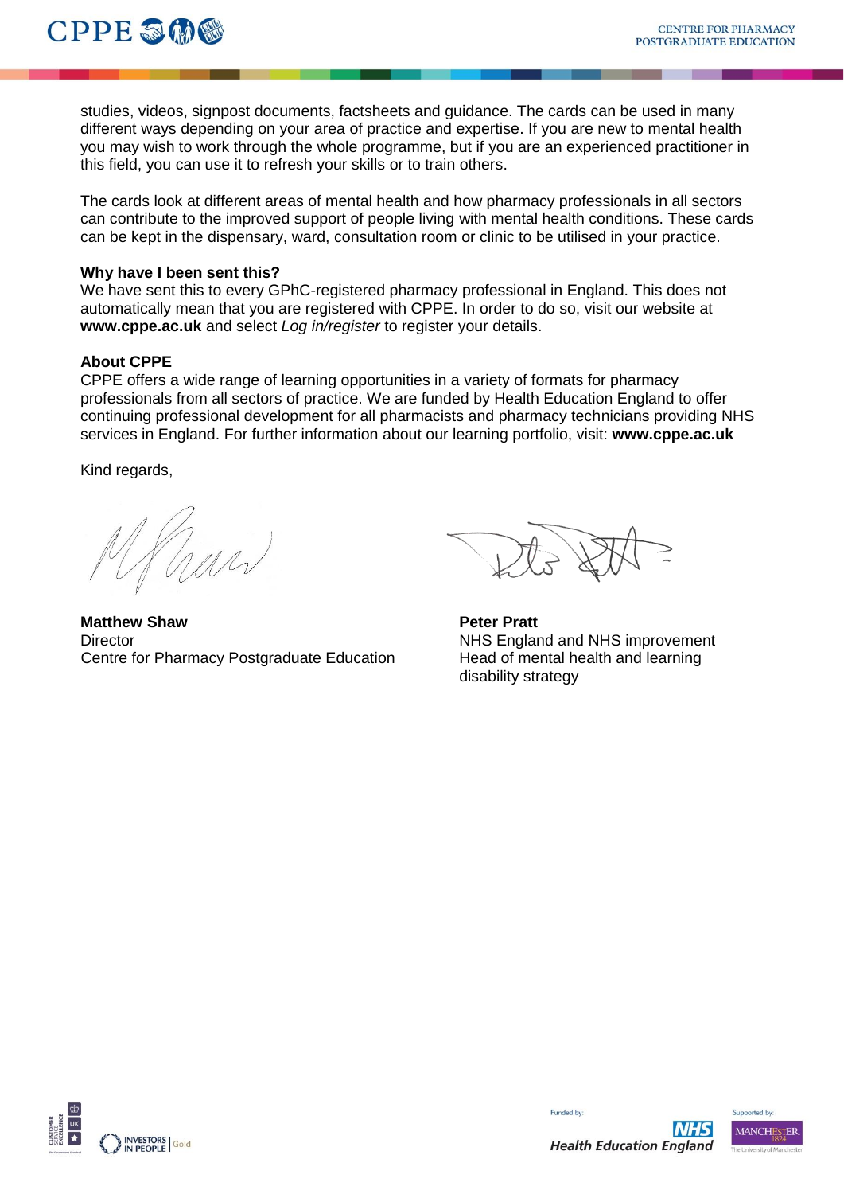studies, videos, signpost documents, factsheets and guidance. The cards can be used in many different ways depending on your area of practice and expertise. If you are new to mental health you may wish to work through the whole programme, but if you are an experienced practitioner in this field, you can use it to refresh your skills or to train others.

The cards look at different areas of mental health and how pharmacy professionals in all sectors can contribute to the improved support of people living with mental health conditions. These cards can be kept in the dispensary, ward, consultation room or clinic to be utilised in your practice.

**Why have I been sent this?**
We have sent this to every GPhC-registered pharmacy professional in England. This does not automatically mean that you are registered with CPPE. In order to do so, visit our website at **www.cppe.ac.uk** and select *Log in/register* to register your details.

**About CPPE**
CPPE offers a wide range of learning opportunities in a variety of formats for pharmacy professionals from all sectors of practice. We are funded by Health Education England to offer continuing professional development for all pharmacists and pharmacy technicians providing NHS services in England. For further information about our learning portfolio, visit: **www.cppe.ac.uk**

Kind regards,

**Matthew Shaw**
Director
Centre for Pharmacy Postgraduate Education

**Peter Pratt**
NHS England and NHS improvement
Head of mental health and learning disability strategy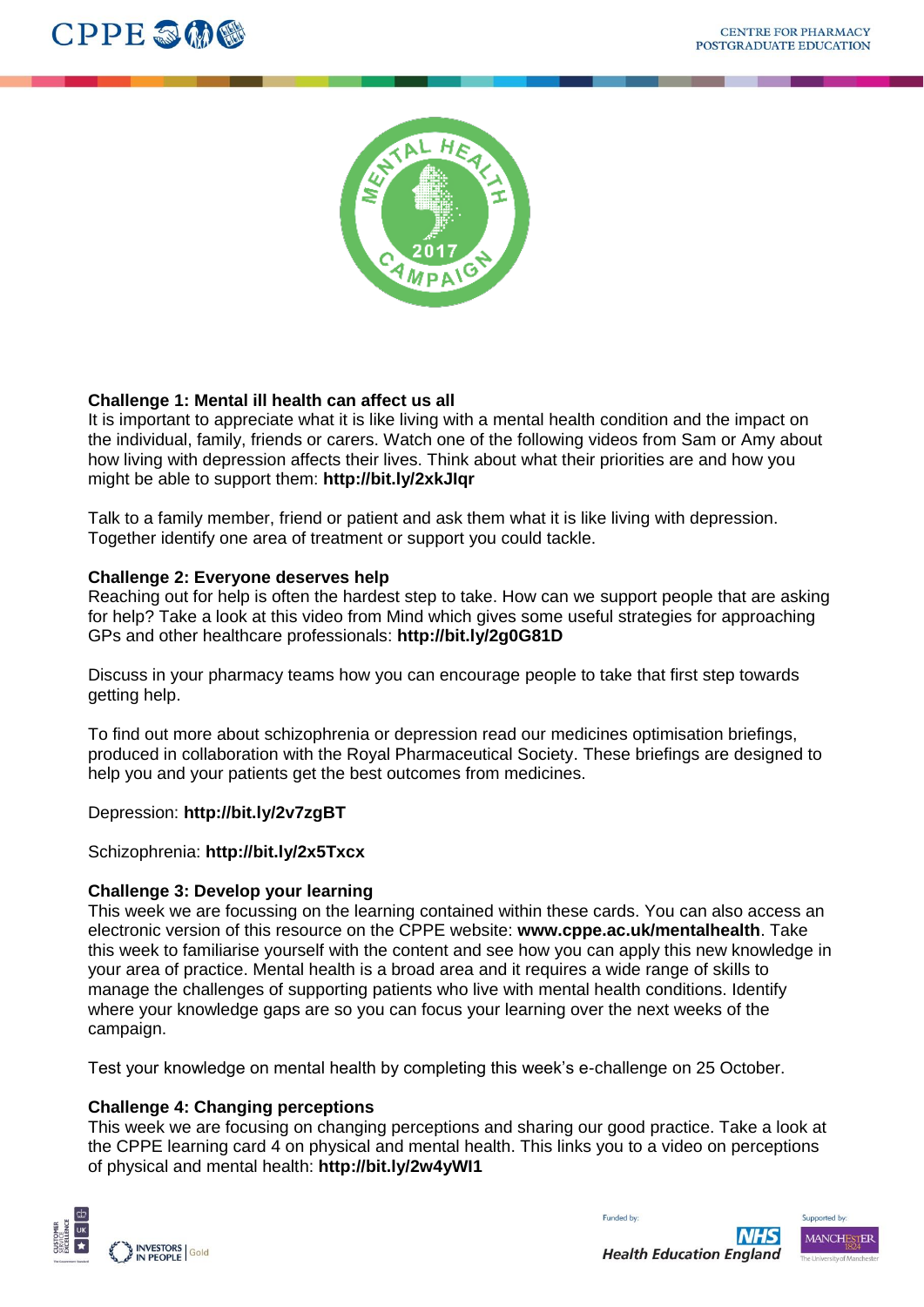**Challenge 1: Mental ill health can affect us all**
It is important to appreciate what it is like living with a mental health condition and the impact on the individual, family, friends or carers. Watch one of the following videos from Sam or Amy about how living with depression affects their lives. Think about what their priorities are and how you might be able to support them: **http://bit.ly/2xkJIqr**

Talk to a family member, friend or patient and ask them what it is like living with depression. Together identify one area of treatment or support you could tackle.

**Challenge 2: Everyone deserves help**
Reaching out for help is often the hardest step to take. How can we support people that are asking for help? Take a look at this video from Mind which gives some useful strategies for approaching GPs and other healthcare professionals: **http://bit.ly/2g0G81D**

Discuss in your pharmacy teams how you can encourage people to take that first step towards getting help.

To find out more about schizophrenia or depression read our medicines optimisation briefings, produced in collaboration with the Royal Pharmaceutical Society. These briefings are designed to help you and your patients get the best outcomes from medicines.

Depression: **http://bit.ly/2v7zgBT**

Schizophrenia: **http://bit.ly/2x5Txcx**

**Challenge 3: Develop your learning**
This week we are focussing on the learning contained within these cards. You can also access an electronic version of this resource on the CPPE website: **www.cppe.ac.uk/mentalhealth**. Take this week to familiarise yourself with the content and see how you can apply this new knowledge in your area of practice. Mental health is a broad area and it requires a wide range of skills to manage the challenges of supporting patients who live with mental health conditions. Identify where your knowledge gaps are so you can focus your learning over the next weeks of the campaign.

Test your knowledge on mental health by completing this week's e-challenge on 25 October.

**Challenge 4: Changing perceptions**
This week we are focusing on changing perceptions and sharing our good practice. Take a look at the CPPE learning card 4 on physical and mental health. This links you to a video on perceptions of physical and mental health: **http://bit.ly/2w4yWI1**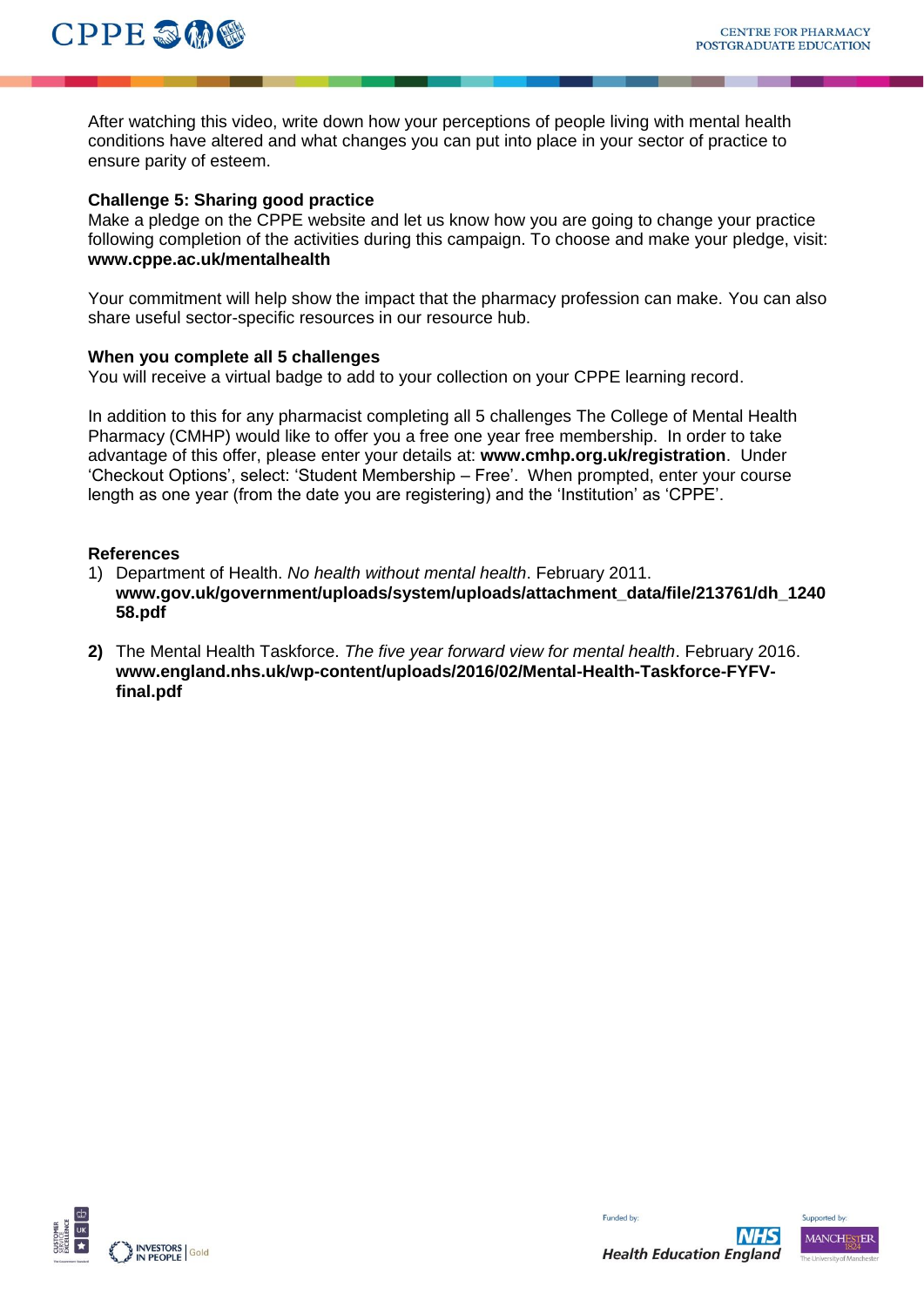After watching this video, write down how your perceptions of people living with mental health conditions have altered and what changes you can put into place in your sector of practice to ensure parity of esteem.

**Challenge 5: Sharing good practice**
Make a pledge on the CPPE website and let us know how you are going to change your practice following completion of the activities during this campaign. To choose and make your pledge, visit: **www.cppe.ac.uk/mentalhealth**

Your commitment will help show the impact that the pharmacy profession can make. You can also share useful sector-specific resources in our resource hub.

**When you complete all 5 challenges**
You will receive a virtual badge to add to your collection on your CPPE learning record.

In addition to this for any pharmacist completing all 5 challenges The College of Mental Health Pharmacy (CMHP) would like to offer you a free one year free membership. In order to take advantage of this offer, please enter your details at: **www.cmhp.org.uk/registration**. Under 'Checkout Options', select: 'Student Membership – Free'. When prompted, enter your course length as one year (from the date you are registering) and the 'Institution' as 'CPPE'.

**References**

1) Department of Health. *No health without mental health*. February 2011. **www.gov.uk/government/uploads/system/uploads/attachment_data/file/213761/dh_124058.pdf**

2) The Mental Health Taskforce. *The five year forward view for mental health*. February 2016. **www.england.nhs.uk/wp-content/uploads/2016/02/Mental-Health-Taskforce-FYFV-final.pdf**